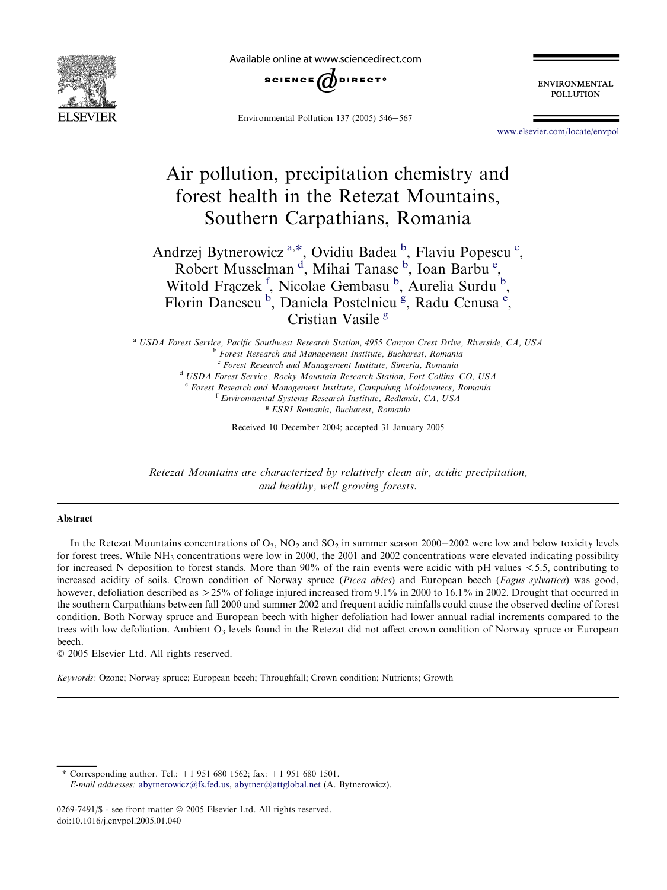Available online at www.sciencedirect.com

# Air pollution, precipitation chemistry and forest health in the Retezat Mountains, Southern Carpathians, Romania

Andrzej Bytnerowicz [a,*], Ovidiu Badea [b], Flaviu Popescu [c], Robert Musselman [d], Mihai Tanase [b], Ioan Barbu [e], Witold Frączek [f], Nicolae Gembasu [b], Aurelia Surdu [b], Florin Danescu [b], Daniela Postelnicu [g], Radu Cenusa [e], Cristian Vasile [g]

[a] USDA Forest Service, Pacific Southwest Research Station, 4955 Canyon Crest Drive, Riverside, CA, USA
[b] Forest Research and Management Institute, Bucharest, Romania
[c] Forest Research and Management Institute, Simeria, Romania
[d] USDA Forest Service, Rocky Mountain Research Station, Fort Collins, CO, USA
[e] Forest Research and Management Institute, Campulung Moldovenecs, Romania
[f] Environmental Systems Research Institute, Redlands, CA, USA
[g] ESRI Romania, Bucharest, Romania

Received 10 December 2004; accepted 31 January 2005

*Retezat Mountains are characterized by relatively clean air, acidic precipitation, and healthy, well growing forests.*

## Abstract

In the Retezat Mountains concentrations of $O_3$, $NO_2$ and $SO_2$ in summer season 2000–2002 were low and below toxicity levels for forest trees. While $NH_3$ concentrations were low in 2000, the 2001 and 2002 concentrations were elevated indicating possibility for increased N deposition to forest stands. More than 90% of the rain events were acidic with pH values $<5.5$, contributing to increased acidity of soils. Crown condition of Norway spruce (*Picea abies*) and European beech (*Fagus sylvatica*) was good, however, defoliation described as $>25\%$ of foliage injured increased from 9.1% in 2000 to 16.1% in 2002. Drought that occurred in the southern Carpathians between fall 2000 and summer 2002 and frequent acidic rainfalls could cause the observed decline of forest condition. Both Norway spruce and European beech with higher defoliation had lower annual radial increments compared to the trees with low defoliation. Ambient $O_3$ levels found in the Retezat did not affect crown condition of Norway spruce or European beech.

© 2005 Elsevier Ltd. All rights reserved.

*Keywords:* Ozone; Norway spruce; European beech; Throughfall; Crown condition; Nutrients; Growth

---

\* Corresponding author. Tel.: +1 951 680 1562; fax: +1 951 680 1501.
*E-mail addresses:* abytnerowicz@fs.fed.us, abytner@attglobal.net (A. Bytnerowicz).

0269-7491/$ - see front matter © 2005 Elsevier Ltd. All rights reserved.
doi:10.1016/j.envpol.2005.01.040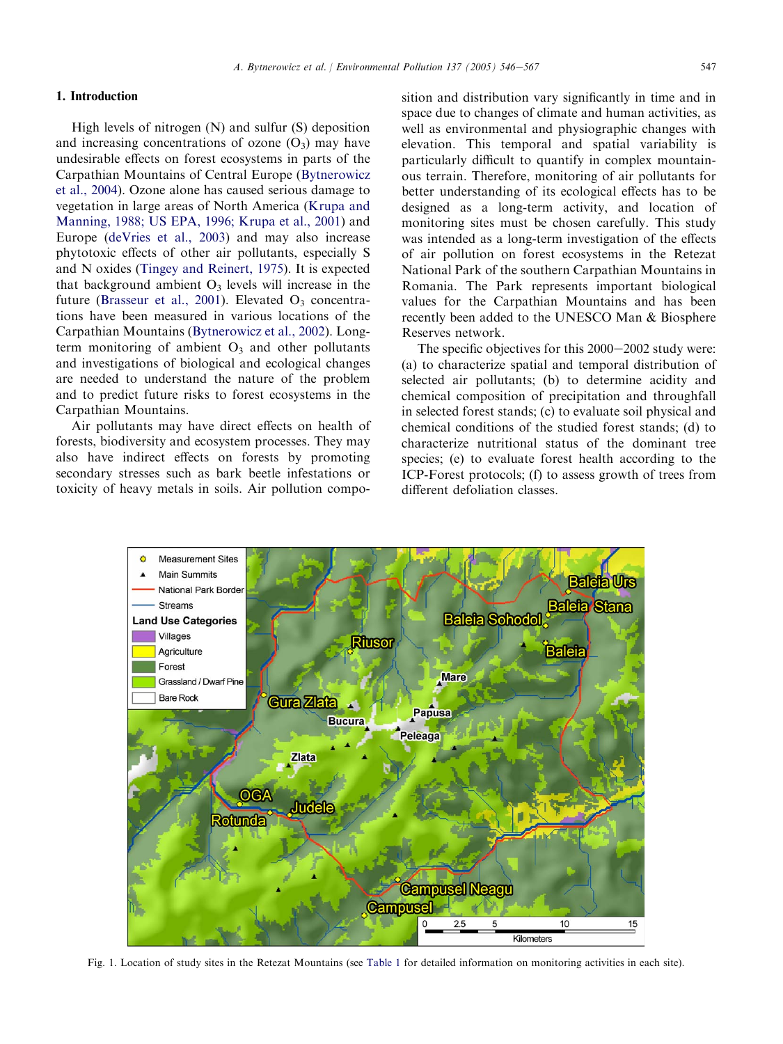## 1. Introduction

High levels of nitrogen (N) and sulfur (S) deposition and increasing concentrations of ozone ($O_3$) may have undesirable effects on forest ecosystems in parts of the Carpathian Mountains of Central Europe (Bytnerowicz et al., 2004). Ozone alone has caused serious damage to vegetation in large areas of North America (Krupa and Manning, 1988; US EPA, 1996; Krupa et al., 2001) and Europe (deVries et al., 2003) and may also increase phytotoxic effects of other air pollutants, especially S and N oxides (Tingey and Reinert, 1975). It is expected that background ambient $O_3$ levels will increase in the future (Brasseur et al., 2001). Elevated $O_3$ concentrations have been measured in various locations of the Carpathian Mountains (Bytnerowicz et al., 2002). Long-term monitoring of ambient $O_3$ and other pollutants and investigations of biological and ecological changes are needed to understand the nature of the problem and to predict future risks to forest ecosystems in the Carpathian Mountains.

Air pollutants may have direct effects on health of forests, biodiversity and ecosystem processes. They may also have indirect effects on forests by promoting secondary stresses such as bark beetle infestations or toxicity of heavy metals in soils. Air pollution composition and distribution vary significantly in time and in space due to changes of climate and human activities, as well as environmental and physiographic changes with elevation. This temporal and spatial variability is particularly difficult to quantify in complex mountainous terrain. Therefore, monitoring of air pollutants for better understanding of its ecological effects has to be designed as a long-term activity, and location of monitoring sites must be chosen carefully. This study was intended as a long-term investigation of the effects of air pollution on forest ecosystems in the Retezat National Park of the southern Carpathian Mountains in Romania. The Park represents important biological values for the Carpathian Mountains and has been recently been added to the UNESCO Man & Biosphere Reserves network.

The specific objectives for this 2000–2002 study were: (a) to characterize spatial and temporal distribution of selected air pollutants; (b) to determine acidity and chemical composition of precipitation and throughfall in selected forest stands; (c) to evaluate soil physical and chemical conditions of the studied forest stands; (d) to characterize nutritional status of the dominant tree species; (e) to evaluate forest health according to the ICP-Forest protocols; (f) to assess growth of trees from different defoliation classes.

Fig. 1. Location of study sites in the Retezat Mountains (see Table 1 for detailed information on monitoring activities in each site).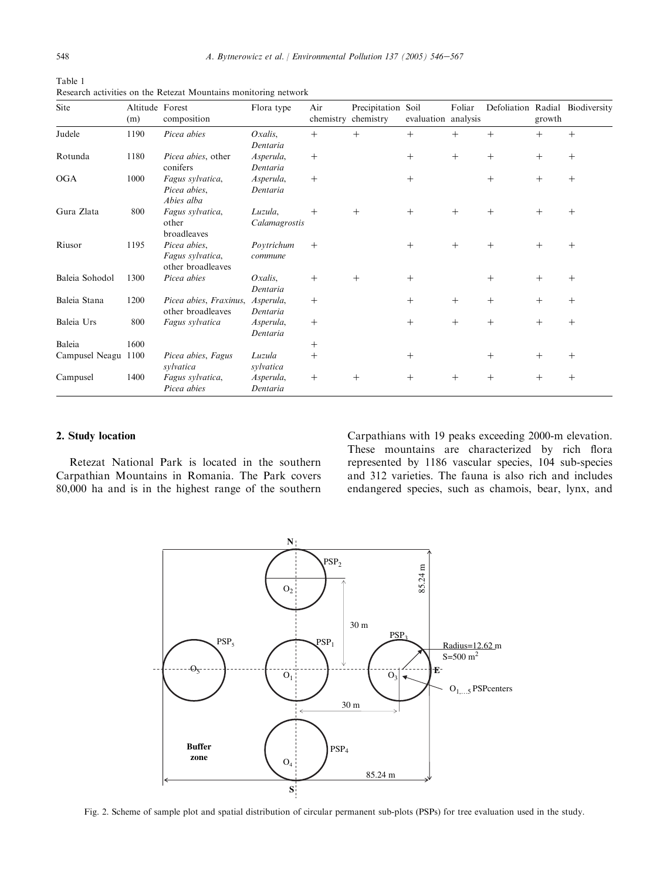Table 1
Research activities on the Retezat Mountains monitoring network

| Site | Altitude (m) | Forest composition | Flora type | Air chemistry | Precipitation chemistry | Soil evaluation | Foliar analysis | Defoliation | Radial growth | Biodiversity |
|---|---|---|---|---|---|---|---|---|---|---|
| Judele | 1190 | *Picea abies* | *Oxalis*, *Dentaria* | + | + | + | + | + | + | + |
| Rotunda | 1180 | *Picea abies*, other conifers | *Asperula*, *Dentaria* | + | | + | + | + | + | + |
| OGA | 1000 | *Fagus sylvatica*, *Picea abies*, *Abies alba* | *Asperula*, *Dentaria* | + | | + | | + | + | + |
| Gura Zlata | 800 | *Fagus sylvatica*, other broadleaves | *Luzula*, *Calamagrostis* | + | + | + | + | + | + | + |
| Riusor | 1195 | *Picea abies*, *Fagus sylvatica*, other broadleaves | *Poytrichum commune* | + | | + | + | + | + | + |
| Baleia Sohodol | 1300 | *Picea abies* | *Oxalis*, *Dentaria* | + | + | + | | + | + | + |
| Baleia Stana | 1200 | *Picea abies*, *Fraxinus*, other broadleaves | *Asperula*, *Dentaria* | + | | + | + | + | + | + |
| Baleia Urs | 800 | *Fagus sylvatica* | *Asperula*, *Dentaria* | + | | + | + | + | + | + |
| Baleia | 1600 | | | + | | | | | | |
| Campusel Neagu | 1100 | *Picea abies*, *Fagus sylvatica* | *Luzula sylvatica* | + | | + | | + | + | + |
| Campusel | 1400 | *Fagus sylvatica*, *Picea abies* | *Asperula*, *Dentaria* | + | + | + | + | + | + | + |

## 2. Study location

Retezat National Park is located in the southern Carpathian Mountains in Romania. The Park covers 80,000 ha and is in the highest range of the southern Carpathians with 19 peaks exceeding 2000-m elevation. These mountains are characterized by rich flora represented by 1186 vascular species, 104 sub-species and 312 varieties. The fauna is also rich and includes endangered species, such as chamois, bear, lynx, and

Fig. 2. Scheme of sample plot and spatial distribution of circular permanent sub-plots (PSPs) for tree evaluation used in the study.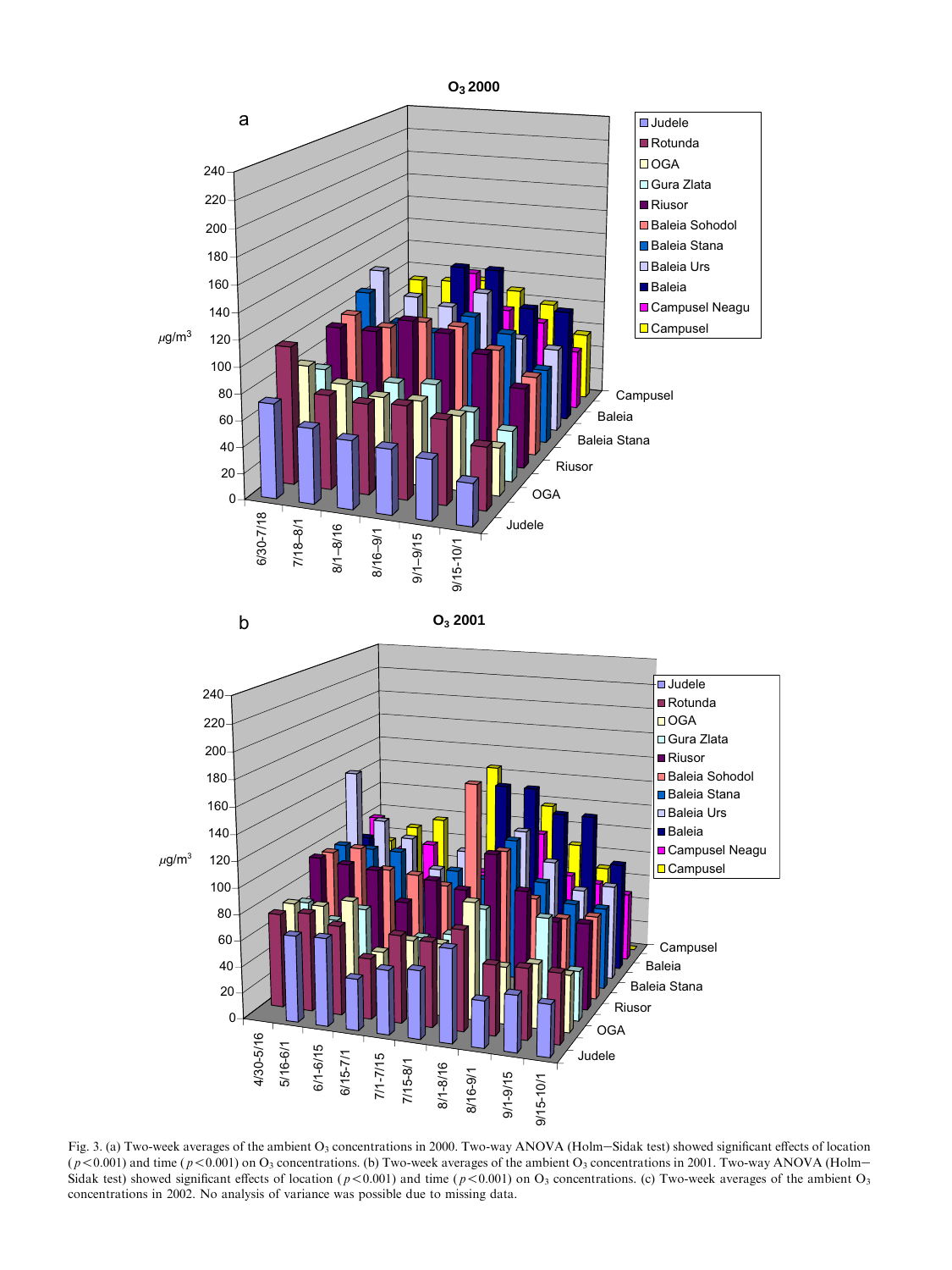Fig. 3. (a) Two-week averages of the ambient $O_3$ concentrations in 2000. Two-way ANOVA (Holm–Sidak test) showed significant effects of location ($p<0.001$) and time ($p<0.001$) on $O_3$ concentrations. (b) Two-week averages of the ambient $O_3$ concentrations in 2001. Two-way ANOVA (Holm–Sidak test) showed significant effects of location ($p<0.001$) and time ($p<0.001$) on $O_3$ concentrations. (c) Two-week averages of the ambient $O_3$ concentrations in 2002. No analysis of variance was possible due to missing data.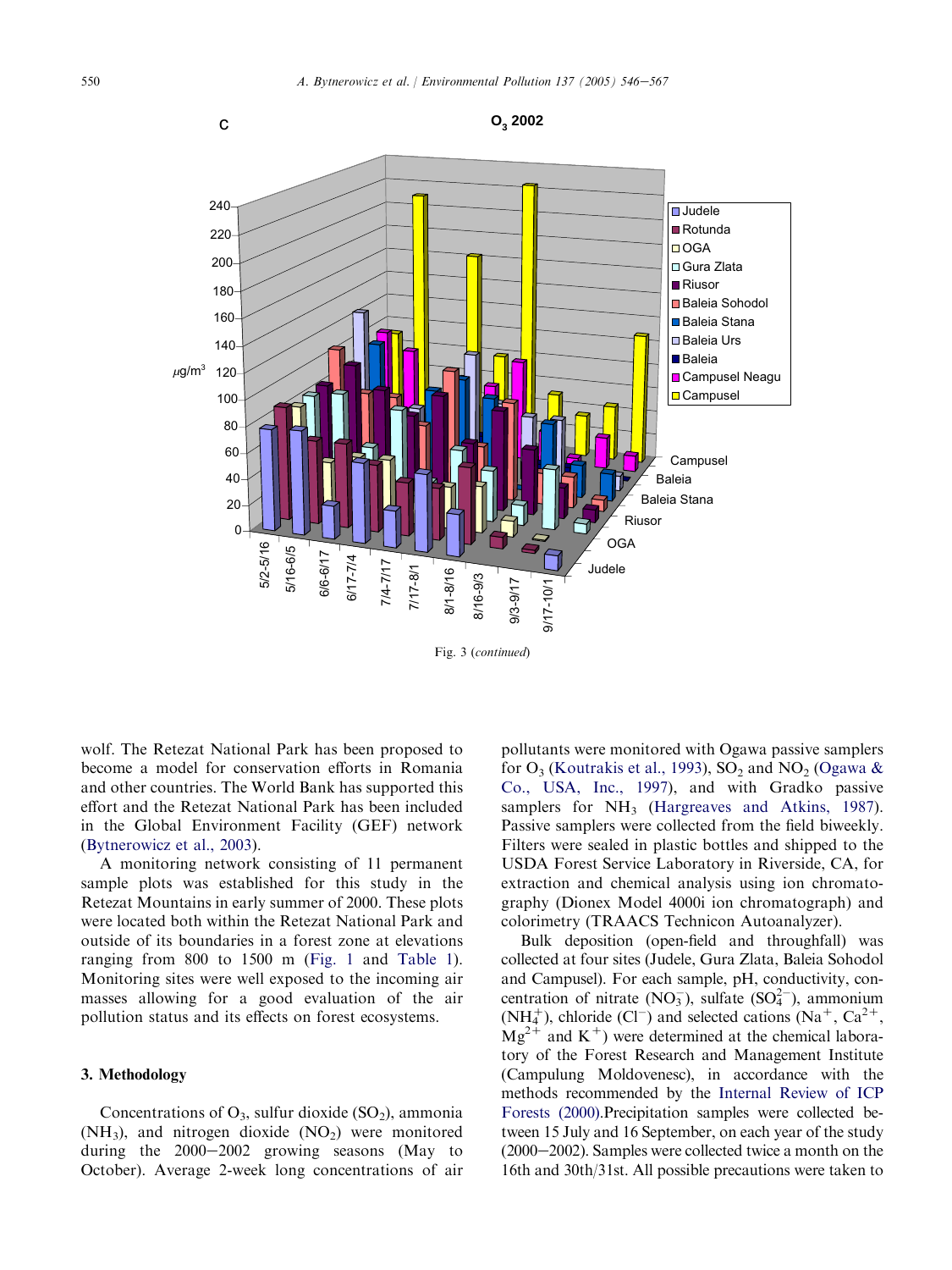Fig. 3 (*continued*)

wolf. The Retezat National Park has been proposed to become a model for conservation efforts in Romania and other countries. The World Bank has supported this effort and the Retezat National Park has been included in the Global Environment Facility (GEF) network (Bytnerowicz et al., 2003).

A monitoring network consisting of 11 permanent sample plots was established for this study in the Retezat Mountains in early summer of 2000. These plots were located both within the Retezat National Park and outside of its boundaries in a forest zone at elevations ranging from 800 to 1500 m (Fig. 1 and Table 1). Monitoring sites were well exposed to the incoming air masses allowing for a good evaluation of the air pollution status and its effects on forest ecosystems.

## 3. Methodology

Concentrations of $O_3$, sulfur dioxide ($SO_2$), ammonia ($NH_3$), and nitrogen dioxide ($NO_2$) were monitored during the 2000–2002 growing seasons (May to October). Average 2-week long concentrations of air pollutants were monitored with Ogawa passive samplers for $O_3$ (Koutrakis et al., 1993), $SO_2$ and $NO_2$ (Ogawa & Co., USA, Inc., 1997), and with Gradko passive samplers for $NH_3$ (Hargreaves and Atkins, 1987). Passive samplers were collected from the field biweekly. Filters were sealed in plastic bottles and shipped to the USDA Forest Service Laboratory in Riverside, CA, for extraction and chemical analysis using ion chromatography (Dionex Model 4000i ion chromatograph) and colorimetry (TRAACS Technicon Autoanalyzer).

Bulk deposition (open-field and throughfall) was collected at four sites (Judele, Gura Zlata, Baleia Sohodol and Campusel). For each sample, pH, conductivity, concentration of nitrate ($NO_3^-$), sulfate ($SO_4^{2-}$), ammonium ($NH_4^+$), chloride ($Cl^-$) and selected cations ($Na^+$, $Ca^{2+}$, $Mg^{2+}$ and $K^+$) were determined at the chemical laboratory of the Forest Research and Management Institute (Campulung Moldovenesc), in accordance with the methods recommended by the Internal Review of ICP Forests (2000).Precipitation samples were collected between 15 July and 16 September, on each year of the study (2000–2002). Samples were collected twice a month on the 16th and 30th/31st. All possible precautions were taken to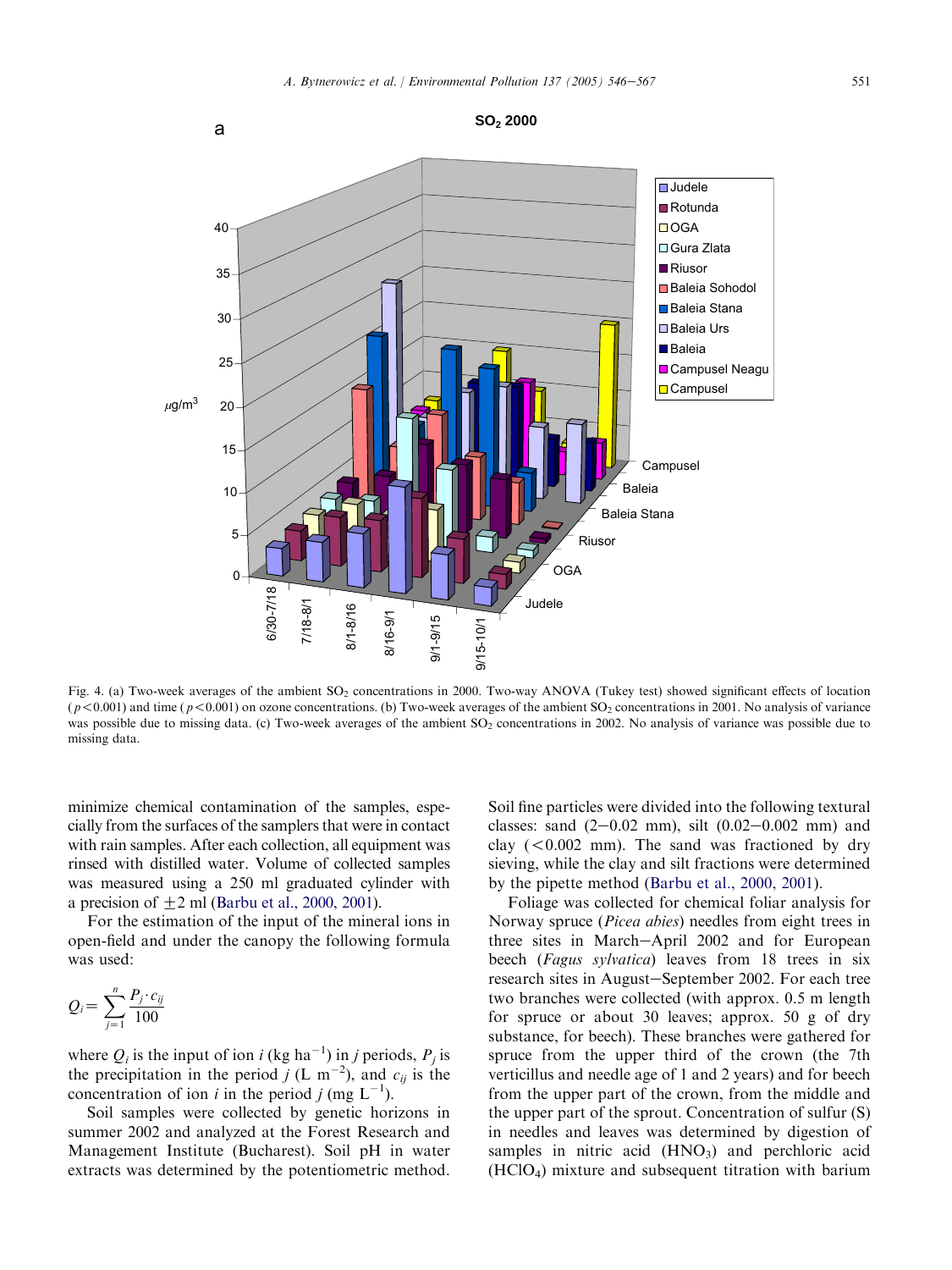Fig. 4. (a) Two-week averages of the ambient $SO_2$ concentrations in 2000. Two-way ANOVA (Tukey test) showed significant effects of location ($p < 0.001$) and time ($p < 0.001$) on ozone concentrations. (b) Two-week averages of the ambient $SO_2$ concentrations in 2001. No analysis of variance was possible due to missing data. (c) Two-week averages of the ambient $SO_2$ concentrations in 2002. No analysis of variance was possible due to missing data.

minimize chemical contamination of the samples, especially from the surfaces of the samplers that were in contact with rain samples. After each collection, all equipment was rinsed with distilled water. Volume of collected samples was measured using a 250 ml graduated cylinder with a precision of ±2 ml (Barbu et al., 2000, 2001).

For the estimation of the input of the mineral ions in open-field and under the canopy the following formula was used:

$$Q_i = \sum_{j=1}^{n} \frac{P_j \cdot c_{ij}}{100}$$

where $Q_i$ is the input of ion $i$ (kg $ha^{-1}$) in $j$ periods, $P_j$ is the precipitation in the period $j$ (L $m^{-2}$), and $c_{ij}$ is the concentration of ion $i$ in the period $j$ (mg $L^{-1}$).

Soil samples were collected by genetic horizons in summer 2002 and analyzed at the Forest Research and Management Institute (Bucharest). Soil pH in water extracts was determined by the potentiometric method. Soil fine particles were divided into the following textural classes: sand (2–0.02 mm), silt (0.02–0.002 mm) and clay (<0.002 mm). The sand was fractioned by dry sieving, while the clay and silt fractions were determined by the pipette method (Barbu et al., 2000, 2001).

Foliage was collected for chemical foliar analysis for Norway spruce (*Picea abies*) needles from eight trees in three sites in March–April 2002 and for European beech (*Fagus sylvatica*) leaves from 18 trees in six research sites in August–September 2002. For each tree two branches were collected (with approx. 0.5 m length for spruce or about 30 leaves; approx. 50 g of dry substance, for beech). These branches were gathered for spruce from the upper third of the crown (the 7th verticillus and needle age of 1 and 2 years) and for beech from the upper part of the crown, from the middle and the upper part of the sprout. Concentration of sulfur (S) in needles and leaves was determined by digestion of samples in nitric acid ($HNO_3$) and perchloric acid ($HClO_4$) mixture and subsequent titration with barium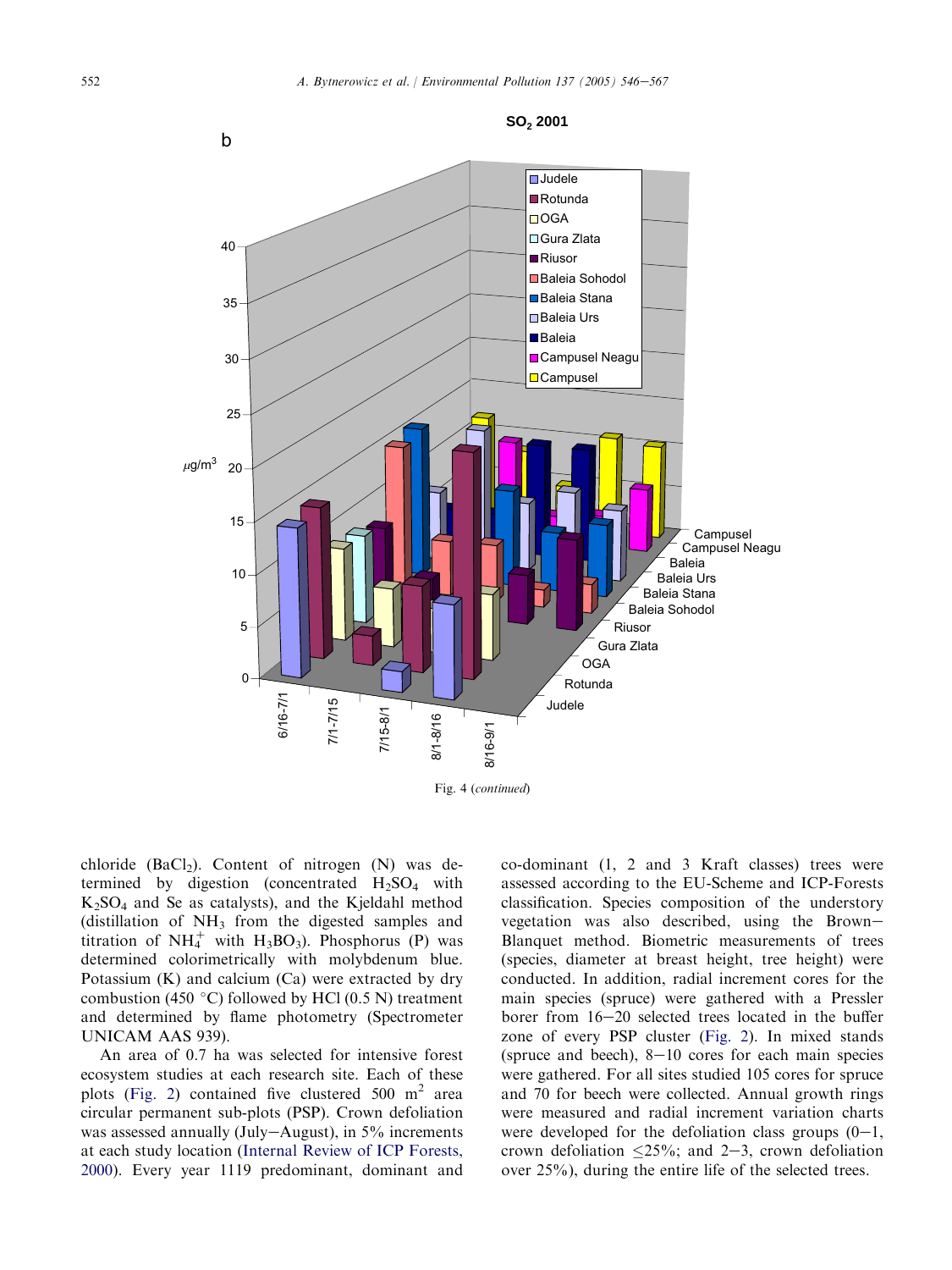Fig. 4 (*continued*)

chloride ($BaCl_2$). Content of nitrogen (N) was determined by digestion (concentrated $H_2SO_4$ with $K_2SO_4$ and Se as catalysts), and the Kjeldahl method (distillation of $NH_3$ from the digested samples and titration of $NH_4^+$ with $H_3BO_3$). Phosphorus (P) was determined colorimetrically with molybdenum blue. Potassium (K) and calcium (Ca) were extracted by dry combustion (450 °C) followed by HCl (0.5 N) treatment and determined by flame photometry (Spectrometer UNICAM AAS 939).

An area of 0.7 ha was selected for intensive forest ecosystem studies at each research site. Each of these plots (Fig. 2) contained five clustered 500 $m^2$ area circular permanent sub-plots (PSP). Crown defoliation was assessed annually (July–August), in 5% increments at each study location (Internal Review of ICP Forests, 2000). Every year 1119 predominant, dominant and co-dominant (1, 2 and 3 Kraft classes) trees were assessed according to the EU-Scheme and ICP-Forests classification. Species composition of the understory vegetation was also described, using the Brown–Blanquet method. Biometric measurements of trees (species, diameter at breast height, tree height) were conducted. In addition, radial increment cores for the main species (spruce) were gathered with a Pressler borer from 16–20 selected trees located in the buffer zone of every PSP cluster (Fig. 2). In mixed stands (spruce and beech), 8–10 cores for each main species were gathered. For all sites studied 105 cores for spruce and 70 for beech were collected. Annual growth rings were measured and radial increment variation charts were developed for the defoliation class groups (0–1, crown defoliation ≤25%; and 2–3, crown defoliation over 25%), during the entire life of the selected trees.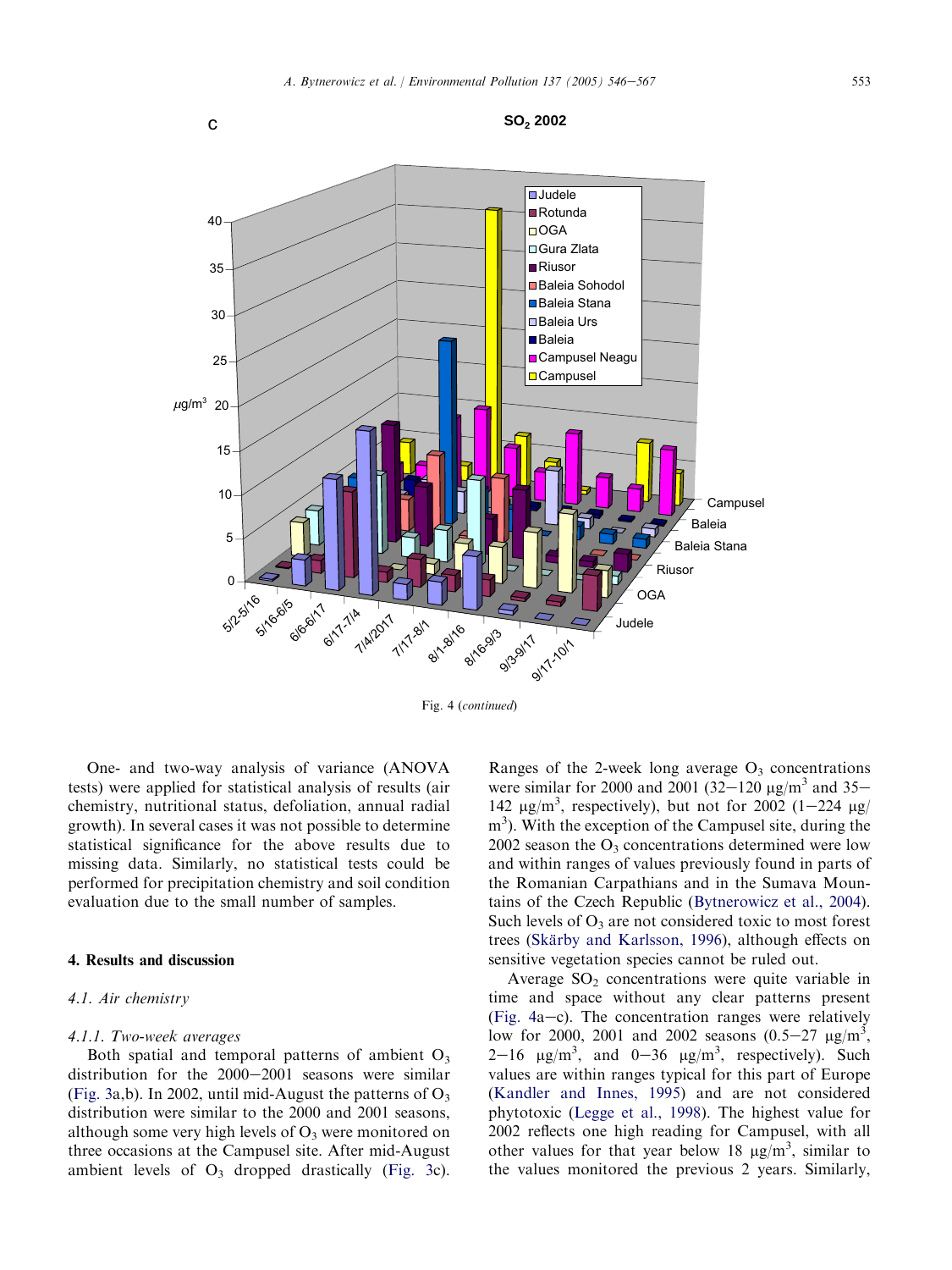Fig. 4 (*continued*)

One- and two-way analysis of variance (ANOVA tests) were applied for statistical analysis of results (air chemistry, nutritional status, defoliation, annual radial growth). In several cases it was not possible to determine statistical significance for the above results due to missing data. Similarly, no statistical tests could be performed for precipitation chemistry and soil condition evaluation due to the small number of samples.

## 4. Results and discussion

### *4.1. Air chemistry*

#### *4.1.1. Two-week averages*

Both spatial and temporal patterns of ambient $O_3$ distribution for the 2000–2001 seasons were similar (Fig. 3a,b). In 2002, until mid-August the patterns of $O_3$ distribution were similar to the 2000 and 2001 seasons, although some very high levels of $O_3$ were monitored on three occasions at the Campusel site. After mid-August ambient levels of $O_3$ dropped drastically (Fig. 3c). Ranges of the 2-week long average $O_3$ concentrations were similar for 2000 and 2001 (32–120 $\mu g/m^3$ and 35–142 $\mu g/m^3$, respectively), but not for 2002 (1–224 $\mu g/m^3$). With the exception of the Campusel site, during the 2002 season the $O_3$ concentrations determined were low and within ranges of values previously found in parts of the Romanian Carpathians and in the Sumava Mountains of the Czech Republic (Bytnerowicz et al., 2004). Such levels of $O_3$ are not considered toxic to most forest trees (Skärby and Karlsson, 1996), although effects on sensitive vegetation species cannot be ruled out.

Average $SO_2$ concentrations were quite variable in time and space without any clear patterns present (Fig. 4a–c). The concentration ranges were relatively low for 2000, 2001 and 2002 seasons (0.5–27 $\mu g/m^3$, 2–16 $\mu g/m^3$, and 0–36 $\mu g/m^3$, respectively). Such values are within ranges typical for this part of Europe (Kandler and Innes, 1995) and are not considered phytotoxic (Legge et al., 1998). The highest value for 2002 reflects one high reading for Campusel, with all other values for that year below 18 $\mu g/m^3$, similar to the values monitored the previous 2 years. Similarly,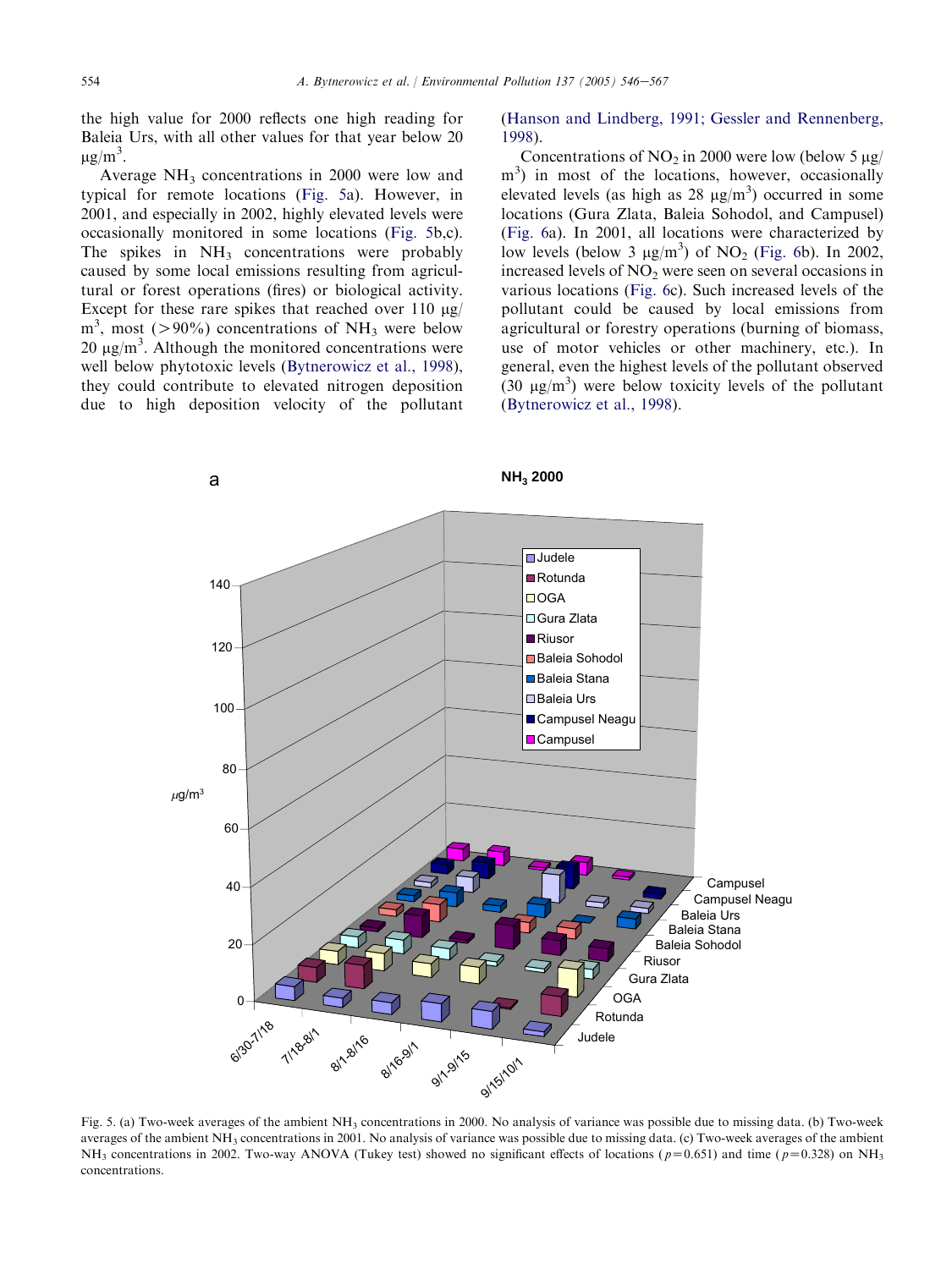the high value for 2000 reflects one high reading for Baleia Urs, with all other values for that year below 20 $\mu g/m^3$.

Average $NH_3$ concentrations in 2000 were low and typical for remote locations (Fig. 5a). However, in 2001, and especially in 2002, highly elevated levels were occasionally monitored in some locations (Fig. 5b,c). The spikes in $NH_3$ concentrations were probably caused by some local emissions resulting from agricultural or forest operations (fires) or biological activity. Except for these rare spikes that reached over 110 $\mu g/m^3$, most (>90%) concentrations of $NH_3$ were below 20 $\mu g/m^3$. Although the monitored concentrations were well below phytotoxic levels (Bytnerowicz et al., 1998), they could contribute to elevated nitrogen deposition due to high deposition velocity of the pollutant (Hanson and Lindberg, 1991; Gessler and Rennenberg, 1998).

Concentrations of $NO_2$ in 2000 were low (below 5 $\mu g/m^3$) in most of the locations, however, occasionally elevated levels (as high as 28 $\mu g/m^3$) occurred in some locations (Gura Zlata, Baleia Sohodol, and Campusel) (Fig. 6a). In 2001, all locations were characterized by low levels (below 3 $\mu g/m^3$) of $NO_2$ (Fig. 6b). In 2002, increased levels of $NO_2$ were seen on several occasions in various locations (Fig. 6c). Such increased levels of the pollutant could be caused by local emissions from agricultural or forestry operations (burning of biomass, use of motor vehicles or other machinery, etc.). In general, even the highest levels of the pollutant observed (30 $\mu g/m^3$) were below toxicity levels of the pollutant (Bytnerowicz et al., 1998).

Fig. 5. (a) Two-week averages of the ambient $NH_3$ concentrations in 2000. No analysis of variance was possible due to missing data. (b) Two-week averages of the ambient $NH_3$ concentrations in 2001. No analysis of variance was possible due to missing data. (c) Two-week averages of the ambient $NH_3$ concentrations in 2002. Two-way ANOVA (Tukey test) showed no significant effects of locations ($p=0.651$) and time ($p=0.328$) on $NH_3$ concentrations.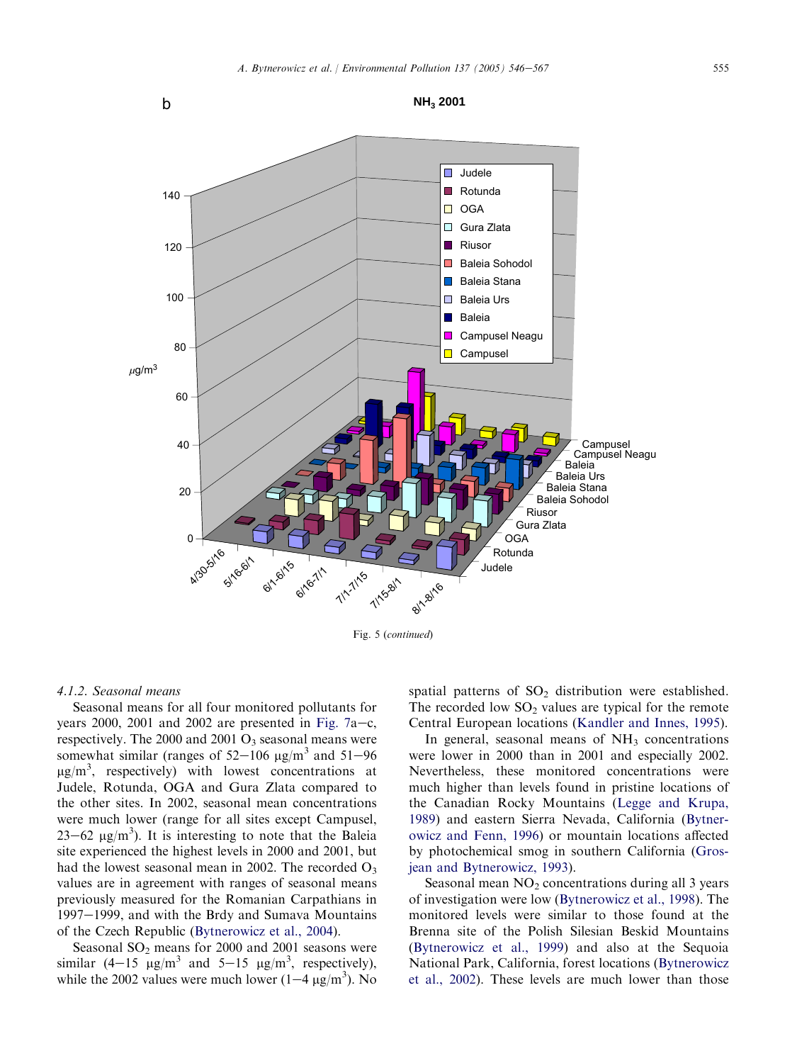Fig. 5 (*continued*)

#### 4.1.2. Seasonal means

Seasonal means for all four monitored pollutants for years 2000, 2001 and 2002 are presented in Fig. 7a–c, respectively. The 2000 and 2001 $O_3$ seasonal means were somewhat similar (ranges of 52–106 $\mu g/m^3$ and 51–96 $\mu g/m^3$, respectively) with lowest concentrations at Judele, Rotunda, OGA and Gura Zlata compared to the other sites. In 2002, seasonal mean concentrations were much lower (range for all sites except Campusel, 23–62 $\mu g/m^3$). It is interesting to note that the Baleia site experienced the highest levels in 2000 and 2001, but had the lowest seasonal mean in 2002. The recorded $O_3$ values are in agreement with ranges of seasonal means previously measured for the Romanian Carpathians in 1997–1999, and with the Brdy and Sumava Mountains of the Czech Republic (Bytnerowicz et al., 2004).

Seasonal $SO_2$ means for 2000 and 2001 seasons were similar (4–15 $\mu g/m^3$ and 5–15 $\mu g/m^3$, respectively), while the 2002 values were much lower (1–4 $\mu g/m^3$). No spatial patterns of $SO_2$ distribution were established. The recorded low $SO_2$ values are typical for the remote Central European locations (Kandler and Innes, 1995).

In general, seasonal means of $NH_3$ concentrations were lower in 2000 than in 2001 and especially 2002. Nevertheless, these monitored concentrations were much higher than levels found in pristine locations of the Canadian Rocky Mountains (Legge and Krupa, 1989) and eastern Sierra Nevada, California (Bytnerowicz and Fenn, 1996) or mountain locations affected by photochemical smog in southern California (Grosjean and Bytnerowicz, 1993).

Seasonal mean $NO_2$ concentrations during all 3 years of investigation were low (Bytnerowicz et al., 1998). The monitored levels were similar to those found at the Brenna site of the Polish Silesian Beskid Mountains (Bytnerowicz et al., 1999) and also at the Sequoia National Park, California, forest locations (Bytnerowicz et al., 2002). These levels are much lower than those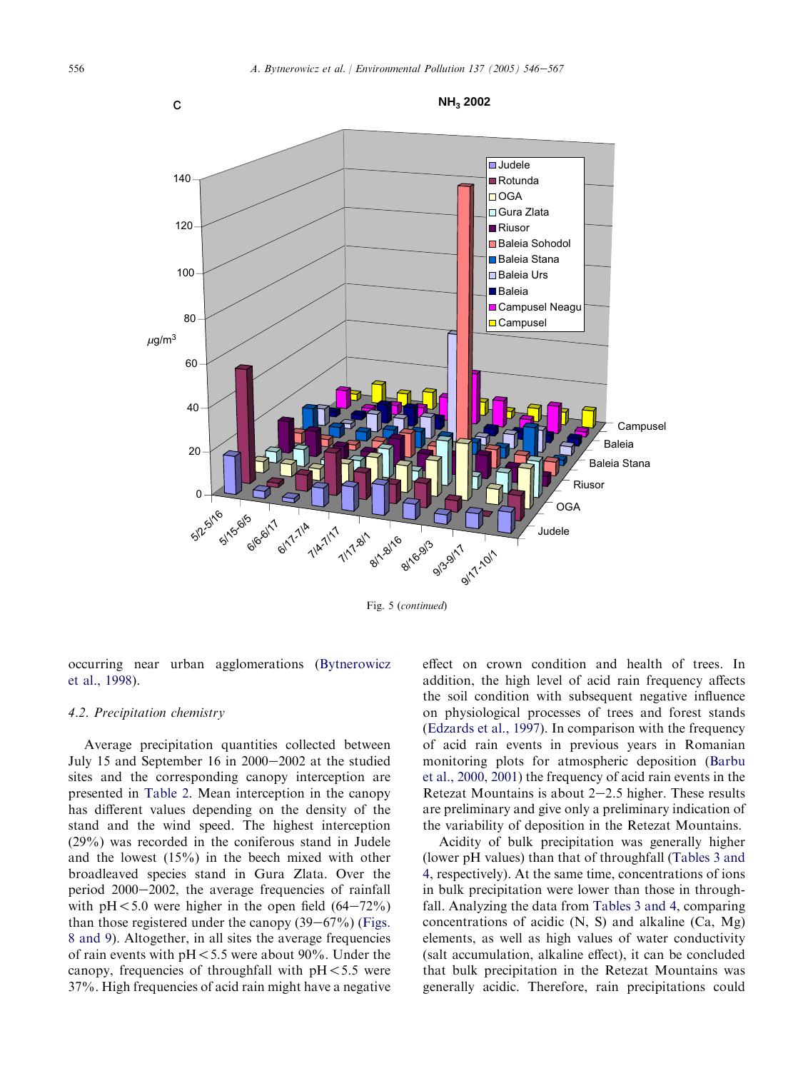C

$NH_3$ 2002

Fig. 5 (*continued*)

occurring near urban agglomerations (Bytnerowicz et al., 1998).

### 4.2. Precipitation chemistry

Average precipitation quantities collected between July 15 and September 16 in 2000–2002 at the studied sites and the corresponding canopy interception are presented in Table 2. Mean interception in the canopy has different values depending on the density of the stand and the wind speed. The highest interception (29%) was recorded in the coniferous stand in Judele and the lowest (15%) in the beech mixed with other broadleaved species stand in Gura Zlata. Over the period 2000–2002, the average frequencies of rainfall with pH < 5.0 were higher in the open field (64–72%) than those registered under the canopy (39–67%) (Figs. 8 and 9). Altogether, in all sites the average frequencies of rain events with pH < 5.5 were about 90%. Under the canopy, frequencies of throughfall with pH < 5.5 were 37%. High frequencies of acid rain might have a negative effect on crown condition and health of trees. In addition, the high level of acid rain frequency affects the soil condition with subsequent negative influence on physiological processes of trees and forest stands (Edzards et al., 1997). In comparison with the frequency of acid rain events in previous years in Romanian monitoring plots for atmospheric deposition (Barbu et al., 2000, 2001) the frequency of acid rain events in the Retezat Mountains is about 2–2.5 higher. These results are preliminary and give only a preliminary indication of the variability of deposition in the Retezat Mountains.

Acidity of bulk precipitation was generally higher (lower pH values) than that of throughfall (Tables 3 and 4, respectively). At the same time, concentrations of ions in bulk precipitation were lower than those in throughfall. Analyzing the data from Tables 3 and 4, comparing concentrations of acidic (N, S) and alkaline (Ca, Mg) elements, as well as high values of water conductivity (salt accumulation, alkaline effect), it can be concluded that bulk precipitation in the Retezat Mountains was generally acidic. Therefore, rain precipitations could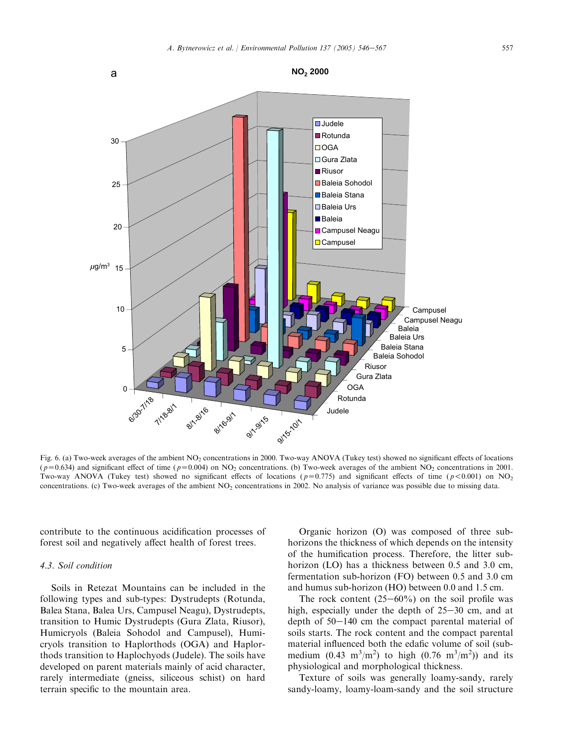Fig. 6. (a) Two-week averages of the ambient $NO_2$ concentrations in 2000. Two-way ANOVA (Tukey test) showed no significant effects of locations ($p = 0.634$) and significant effect of time ($p = 0.004$) on $NO_2$ concentrations. (b) Two-week averages of the ambient $NO_2$ concentrations in 2001. Two-way ANOVA (Tukey test) showed no significant effects of locations ($p = 0.775$) and significant effects of time ($p < 0.001$) on $NO_2$ concentrations. (c) Two-week averages of the ambient $NO_2$ concentrations in 2002. No analysis of variance was possible due to missing data.

contribute to the continuous acidification processes of forest soil and negatively affect health of forest trees.

### *4.3. Soil condition*

Soils in Retezat Mountains can be included in the following types and sub-types: Dystrudepts (Rotunda, Balea Stana, Balea Urs, Campusel Neagu), Dystrudepts, transition to Humic Dystrudepts (Gura Zlata, Riusor), Humicryols (Baleia Sohodol and Campusel), Humicryols transition to Haplorthods (OGA) and Haplorthods transition to Haplochyods (Judele). The soils have developed on parent materials mainly of acid character, rarely intermediate (gneiss, siliceous schist) on hard terrain specific to the mountain area.

Organic horizon (O) was composed of three sub-horizons the thickness of which depends on the intensity of the humification process. Therefore, the litter sub-horizon (LO) has a thickness between 0.5 and 3.0 cm, fermentation sub-horizon (FO) between 0.5 and 3.0 cm and humus sub-horizon (HO) between 0.0 and 1.5 cm.

The rock content (25–60%) on the soil profile was high, especially under the depth of 25–30 cm, and at depth of 50–140 cm the compact parental material of soils starts. The rock content and the compact parental material influenced both the edafic volume of soil (sub-medium (0.43 $m^3/m^2$) to high (0.76 $m^3/m^2$)) and its physiological and morphological thickness.

Texture of soils was generally loamy-sandy, rarely sandy-loamy, loamy-loam-sandy and the soil structure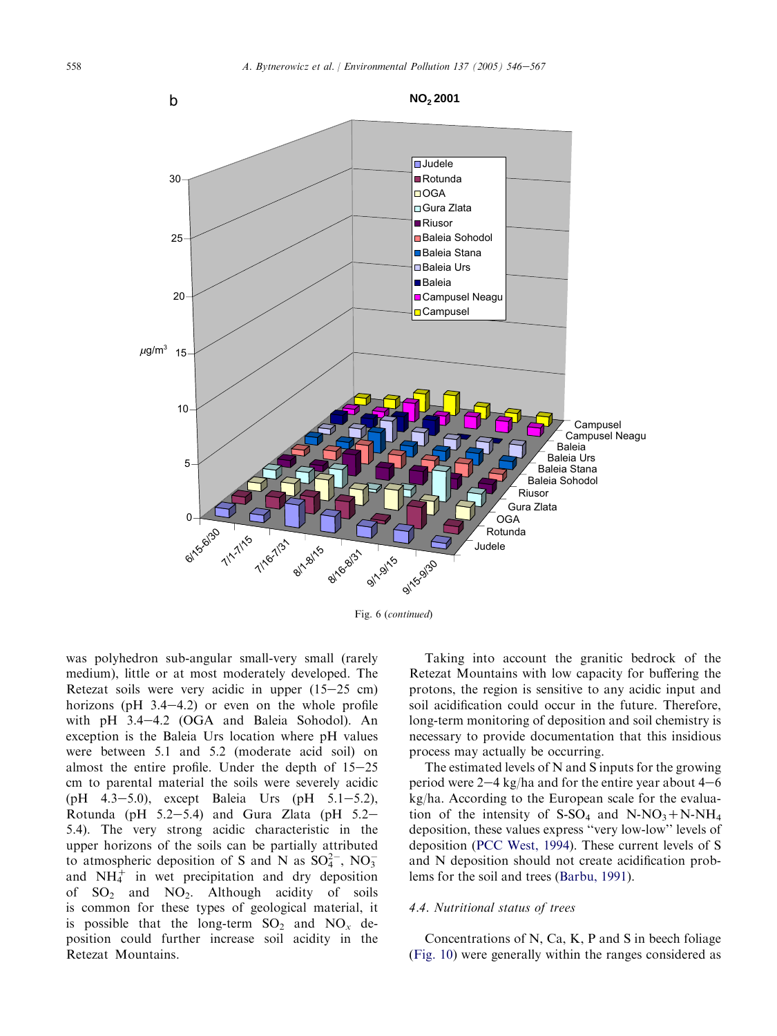Fig. 6 (*continued*)

was polyhedron sub-angular small-very small (rarely medium), little or at most moderately developed. The Retezat soils were very acidic in upper (15–25 cm) horizons (pH 3.4–4.2) or even on the whole profile with pH 3.4–4.2 (OGA and Baleia Sohodol). An exception is the Baleia Urs location where pH values were between 5.1 and 5.2 (moderate acid soil) on almost the entire profile. Under the depth of 15–25 cm to parental material the soils were severely acidic (pH 4.3–5.0), except Baleia Urs (pH 5.1–5.2), Rotunda (pH 5.2–5.4) and Gura Zlata (pH 5.2–5.4). The very strong acidic characteristic in the upper horizons of the soils can be partially attributed to atmospheric deposition of S and N as $SO_4^{2-}$, $NO_3^-$ and $NH_4^+$ in wet precipitation and dry deposition of $SO_2$ and $NO_2$. Although acidity of soils is common for these types of geological material, it is possible that the long-term $SO_2$ and $NO_x$ deposition could further increase soil acidity in the Retezat Mountains.

Taking into account the granitic bedrock of the Retezat Mountains with low capacity for buffering the protons, the region is sensitive to any acidic input and soil acidification could occur in the future. Therefore, long-term monitoring of deposition and soil chemistry is necessary to provide documentation that this insidious process may actually be occurring.

The estimated levels of N and S inputs for the growing period were 2–4 kg/ha and for the entire year about 4–6 kg/ha. According to the European scale for the evaluation of the intensity of $S\text{-}SO_4$ and $N\text{-}NO_3 + N\text{-}NH_4$ deposition, these values express "very low-low" levels of deposition (PCC West, 1994). These current levels of S and N deposition should not create acidification problems for the soil and trees (Barbu, 1991).

### 4.4. Nutritional status of trees

Concentrations of N, Ca, K, P and S in beech foliage (Fig. 10) were generally within the ranges considered as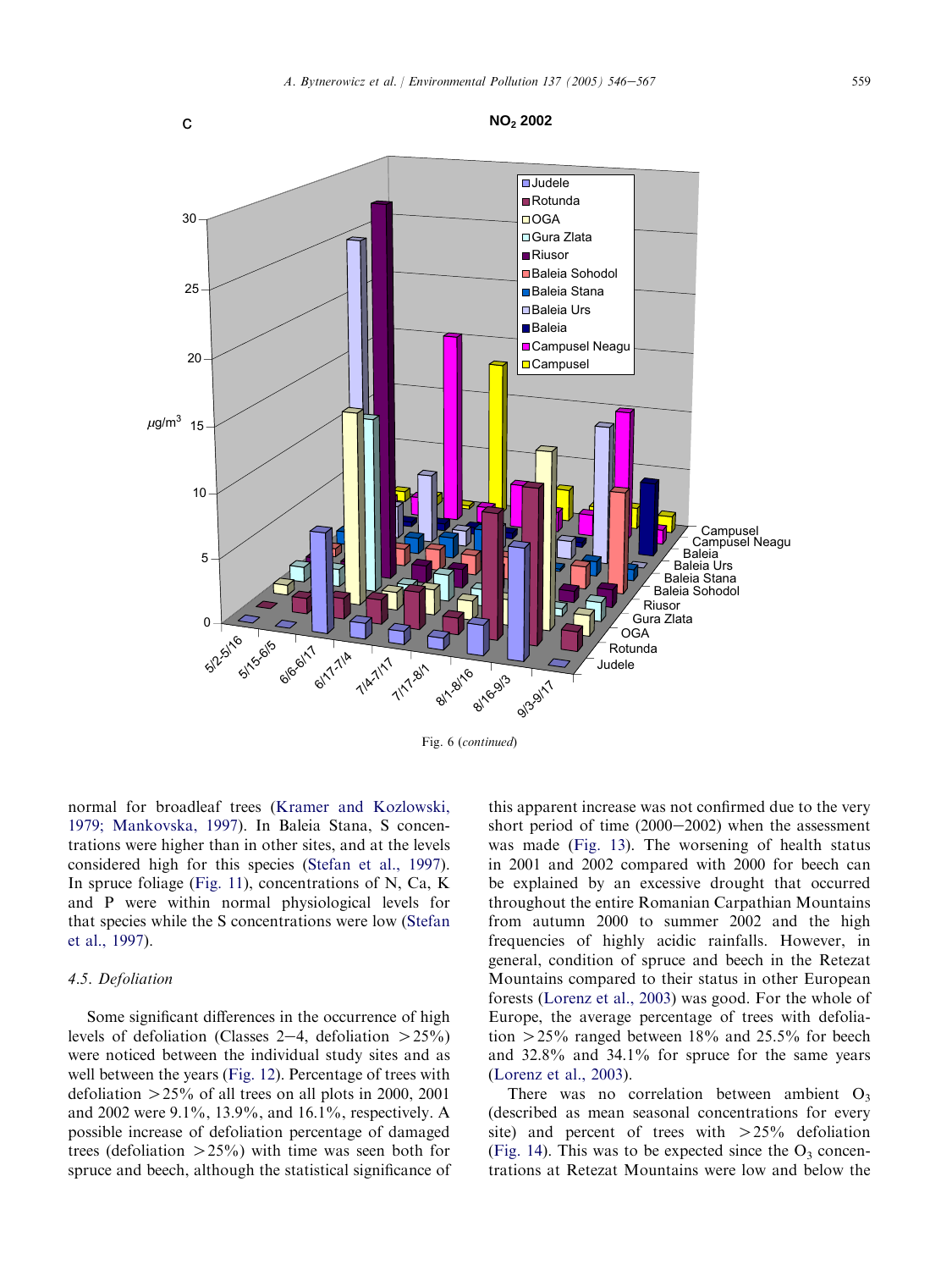Fig. 6 (*continued*)

normal for broadleaf trees (Kramer and Kozlowski, 1979; Mankovska, 1997). In Baleia Stana, S concentrations were higher than in other sites, and at the levels considered high for this species (Stefan et al., 1997). In spruce foliage (Fig. 11), concentrations of N, Ca, K and P were within normal physiological levels for that species while the S concentrations were low (Stefan et al., 1997).

### 4.5. Defoliation

Some significant differences in the occurrence of high levels of defoliation (Classes 2–4, defoliation >25%) were noticed between the individual study sites and as well between the years (Fig. 12). Percentage of trees with defoliation >25% of all trees on all plots in 2000, 2001 and 2002 were 9.1%, 13.9%, and 16.1%, respectively. A possible increase of defoliation percentage of damaged trees (defoliation >25%) with time was seen both for spruce and beech, although the statistical significance of this apparent increase was not confirmed due to the very short period of time (2000–2002) when the assessment was made (Fig. 13). The worsening of health status in 2001 and 2002 compared with 2000 for beech can be explained by an excessive drought that occurred throughout the entire Romanian Carpathian Mountains from autumn 2000 to summer 2002 and the high frequencies of highly acidic rainfalls. However, in general, condition of spruce and beech in the Retezat Mountains compared to their status in other European forests (Lorenz et al., 2003) was good. For the whole of Europe, the average percentage of trees with defoliation >25% ranged between 18% and 25.5% for beech and 32.8% and 34.1% for spruce for the same years (Lorenz et al., 2003).

There was no correlation between ambient $O_3$ (described as mean seasonal concentrations for every site) and percent of trees with >25% defoliation (Fig. 14). This was to be expected since the $O_3$ concentrations at Retezat Mountains were low and below the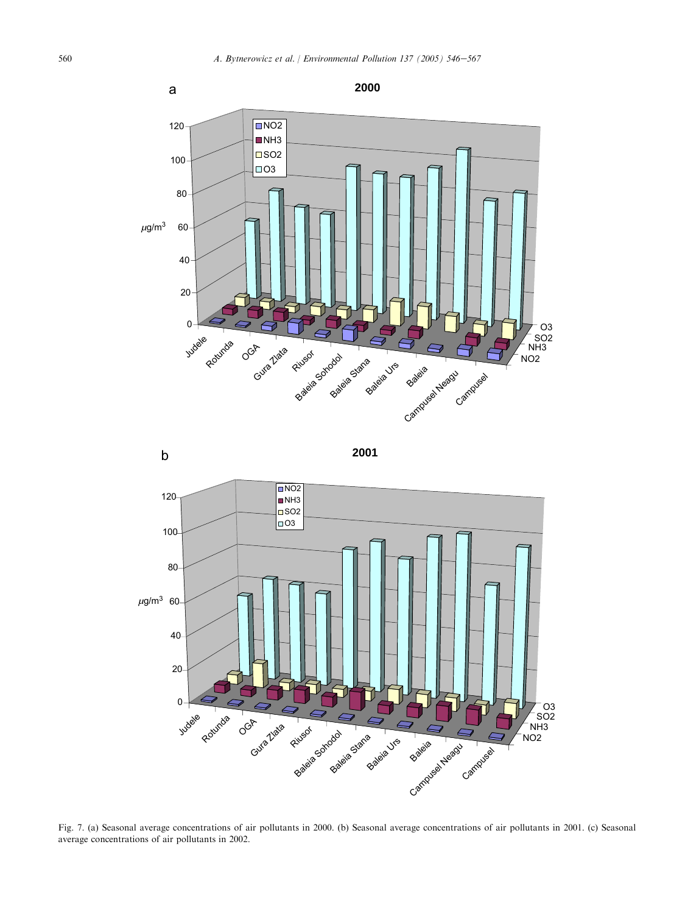Fig. 7. (a) Seasonal average concentrations of air pollutants in 2000. (b) Seasonal average concentrations of air pollutants in 2001. (c) Seasonal average concentrations of air pollutants in 2002.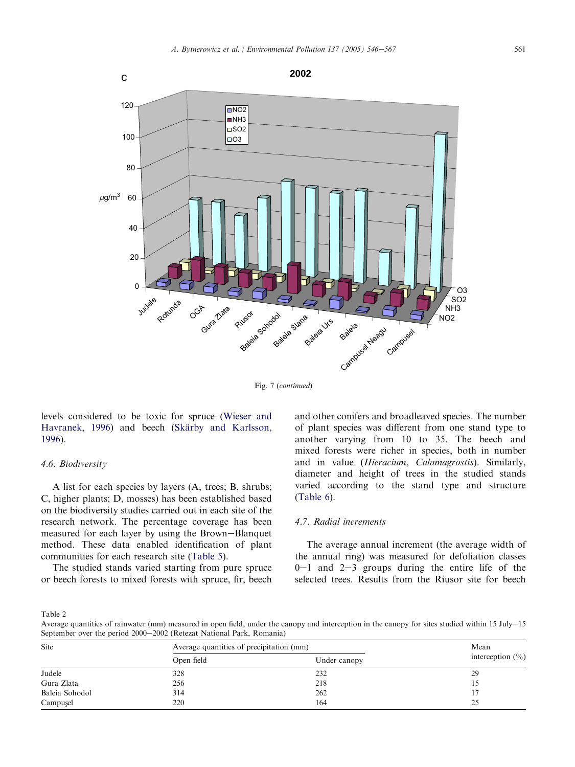Fig. 7 (*continued*)

levels considered to be toxic for spruce (Wieser and Havranek, 1996) and beech (Skärby and Karlsson, 1996).

### 4.6. Biodiversity

A list for each species by layers (A, trees; B, shrubs; C, higher plants; D, mosses) has been established based on the biodiversity studies carried out in each site of the research network. The percentage coverage has been measured for each layer by using the Brown–Blanquet method. These data enabled identification of plant communities for each research site (Table 5).

The studied stands varied starting from pure spruce or beech forests to mixed forests with spruce, fir, beech and other conifers and broadleaved species. The number of plant species was different from one stand type to another varying from 10 to 35. The beech and mixed forests were richer in species, both in number and in value (*Hieracium*, *Calamagrostis*). Similarly, diameter and height of trees in the studied stands varied according to the stand type and structure (Table 6).

### 4.7. Radial increments

The average annual increment (the average width of the annual ring) was measured for defoliation classes 0–1 and 2–3 groups during the entire life of the selected trees. Results from the Riusor site for beech

Table 2
Average quantities of rainwater (mm) measured in open field, under the canopy and interception in the canopy for sites studied within 15 July–15 September over the period 2000–2002 (Retezat National Park, Romania)

| Site | Average quantities of precipitation (mm) | | Mean interception (%) |
|---|---|---|---|
| | Open field | Under canopy | |
| Judele | 328 | 232 | 29 |
| Gura Zlata | 256 | 218 | 15 |
| Baleia Sohodol | 314 | 262 | 17 |
| Campușel | 220 | 164 | 25 |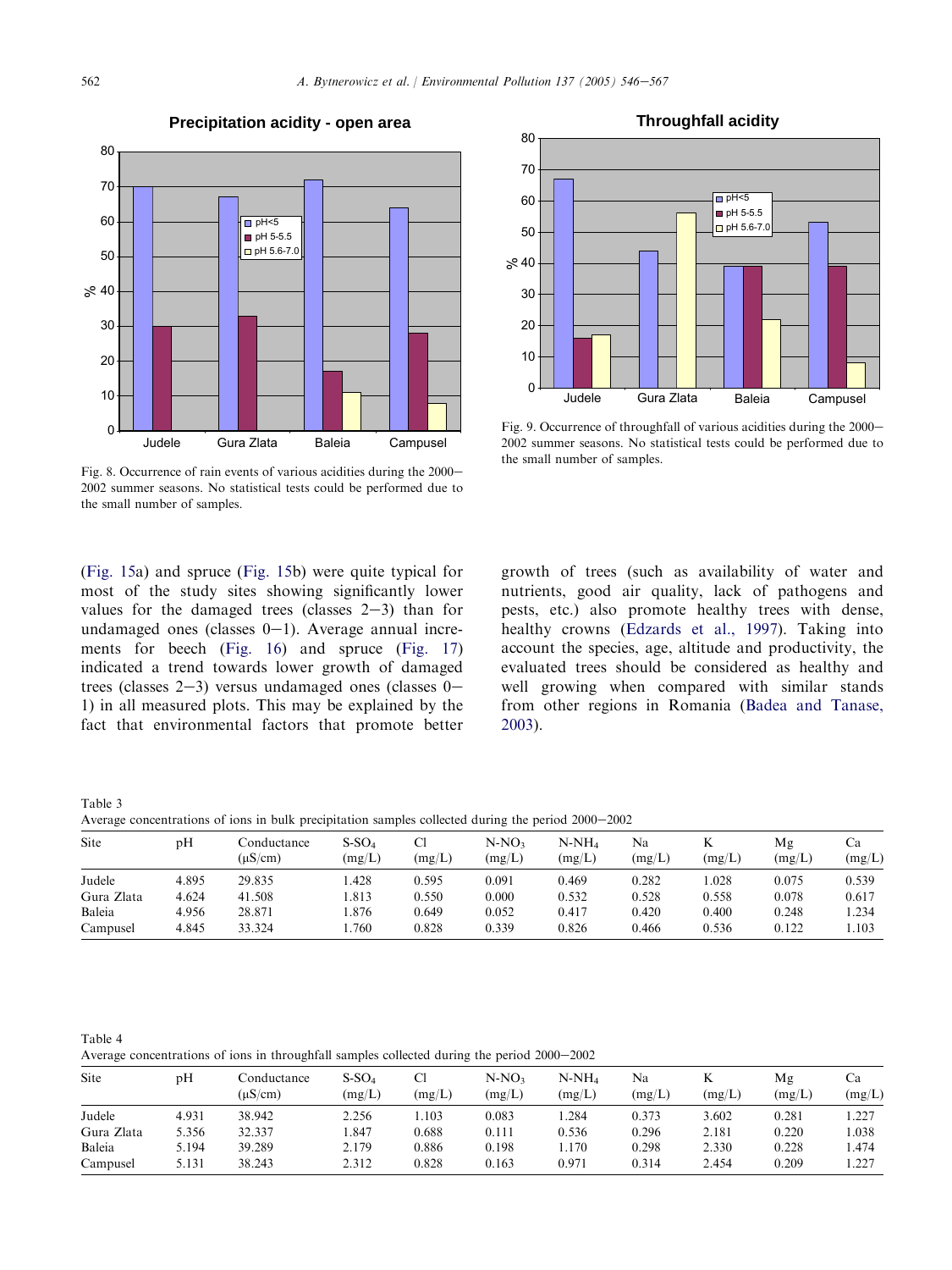Fig. 8. Occurrence of rain events of various acidities during the 2000–2002 summer seasons. No statistical tests could be performed due to the small number of samples.

Fig. 9. Occurrence of throughfall of various acidities during the 2000–2002 summer seasons. No statistical tests could be performed due to the small number of samples.

(Fig. 15a) and spruce (Fig. 15b) were quite typical for most of the study sites showing significantly lower values for the damaged trees (classes 2–3) than for undamaged ones (classes 0–1). Average annual increments for beech (Fig. 16) and spruce (Fig. 17) indicated a trend towards lower growth of damaged trees (classes 2–3) versus undamaged ones (classes 0–1) in all measured plots. This may be explained by the fact that environmental factors that promote better growth of trees (such as availability of water and nutrients, good air quality, lack of pathogens and pests, etc.) also promote healthy trees with dense, healthy crowns (Edzards et al., 1997). Taking into account the species, age, altitude and productivity, the evaluated trees should be considered as healthy and well growing when compared with similar stands from other regions in Romania (Badea and Tanase, 2003).

Table 3
Average concentrations of ions in bulk precipitation samples collected during the period 2000–2002

| Site | pH | Conductance (μS/cm) | $S\text{-}SO_4$ (mg/L) | Cl (mg/L) | $N\text{-}NO_3$ (mg/L) | $N\text{-}NH_4$ (mg/L) | Na (mg/L) | K (mg/L) | Mg (mg/L) | Ca (mg/L) |
|---|---|---|---|---|---|---|---|---|---|---|
| Judele | 4.895 | 29.835 | 1.428 | 0.595 | 0.091 | 0.469 | 0.282 | 1.028 | 0.075 | 0.539 |
| Gura Zlata | 4.624 | 41.508 | 1.813 | 0.550 | 0.000 | 0.532 | 0.528 | 0.558 | 0.078 | 0.617 |
| Baleia | 4.956 | 28.871 | 1.876 | 0.649 | 0.052 | 0.417 | 0.420 | 0.400 | 0.248 | 1.234 |
| Campusel | 4.845 | 33.324 | 1.760 | 0.828 | 0.339 | 0.826 | 0.466 | 0.536 | 0.122 | 1.103 |

Table 4
Average concentrations of ions in throughfall samples collected during the period 2000–2002

| Site | pH | Conductance (μS/cm) | $S\text{-}SO_4$ (mg/L) | Cl (mg/L) | $N\text{-}NO_3$ (mg/L) | $N\text{-}NH_4$ (mg/L) | Na (mg/L) | K (mg/L) | Mg (mg/L) | Ca (mg/L) |
|---|---|---|---|---|---|---|---|---|---|---|
| Judele | 4.931 | 38.942 | 2.256 | 1.103 | 0.083 | 1.284 | 0.373 | 3.602 | 0.281 | 1.227 |
| Gura Zlata | 5.356 | 32.337 | 1.847 | 0.688 | 0.111 | 0.536 | 0.296 | 2.181 | 0.220 | 1.038 |
| Baleia | 5.194 | 39.289 | 2.179 | 0.886 | 0.198 | 1.170 | 0.298 | 2.330 | 0.228 | 1.474 |
| Campusel | 5.131 | 38.243 | 2.312 | 0.828 | 0.163 | 0.971 | 0.314 | 2.454 | 0.209 | 1.227 |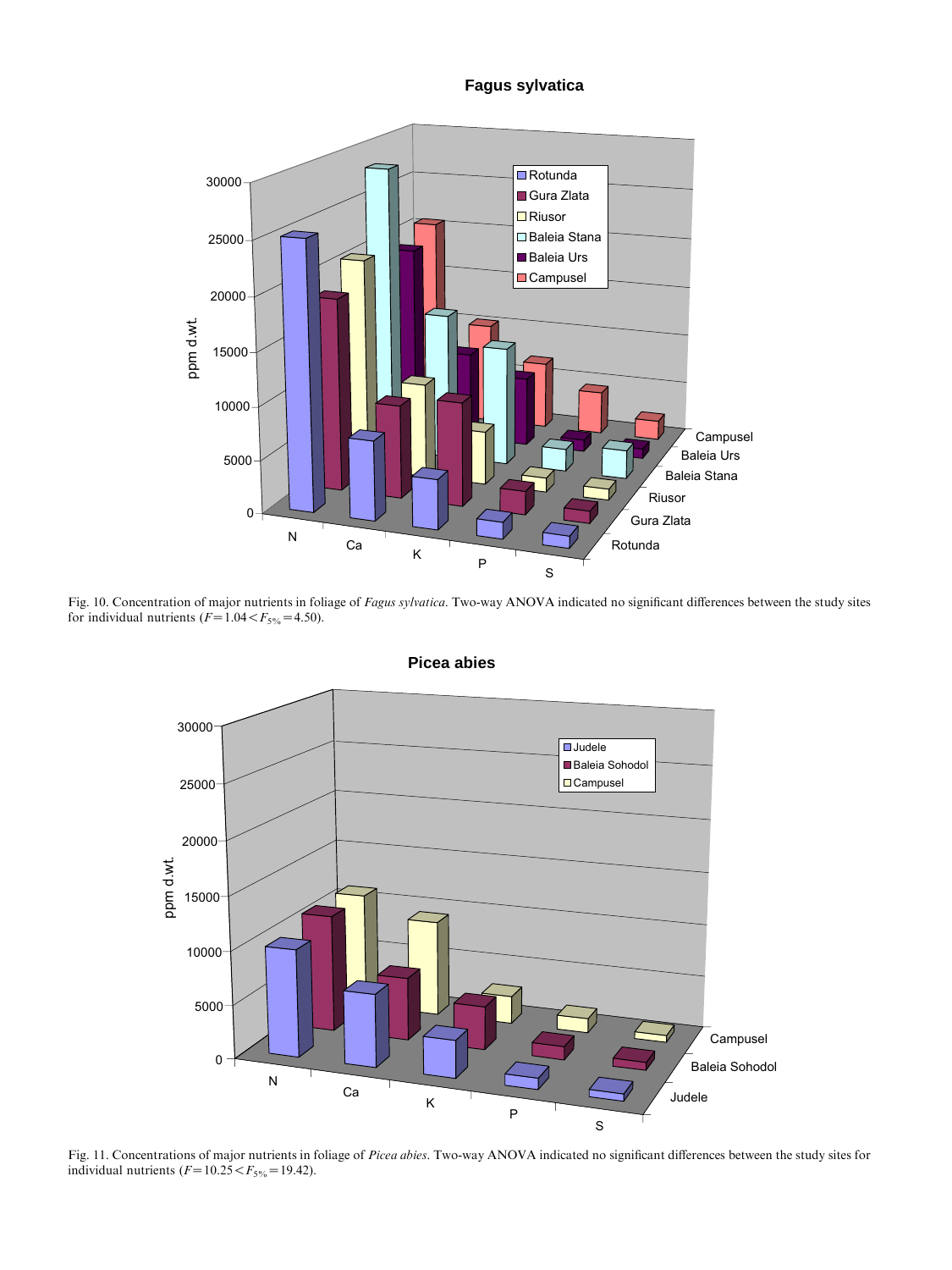Fig. 10. Concentration of major nutrients in foliage of *Fagus sylvatica*. Two-way ANOVA indicated no significant differences between the study sites for individual nutrients ($F = 1.04 < F_{5\%} = 4.50$).

Fig. 11. Concentrations of major nutrients in foliage of *Picea abies*. Two-way ANOVA indicated no significant differences between the study sites for individual nutrients ($F = 10.25 < F_{5\%} = 19.42$).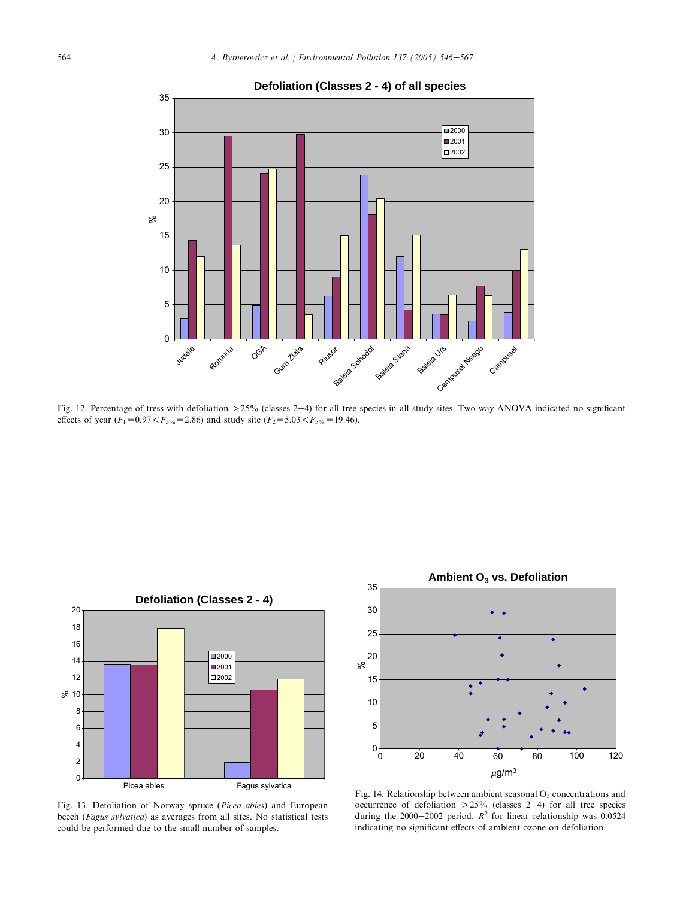Fig. 12. Percentage of tress with defoliation >25% (classes 2–4) for all tree species in all study sites. Two-way ANOVA indicated no significant effects of year ($F_1 = 0.97 < F_{5\%} = 2.86$) and study site ($F_2 = 5.03 < F_{5\%} = 19.46$).

Fig. 13. Defoliation of Norway spruce (*Picea abies*) and European beech (*Fagus sylvatica*) as averages from all sites. No statistical tests could be performed due to the small number of samples.

Fig. 14. Relationship between ambient seasonal $O_3$ concentrations and occurrence of defoliation >25% (classes 2–4) for all tree species during the 2000–2002 period. $R^2$ for linear relationship was 0.0524 indicating no significant effects of ambient ozone on defoliation.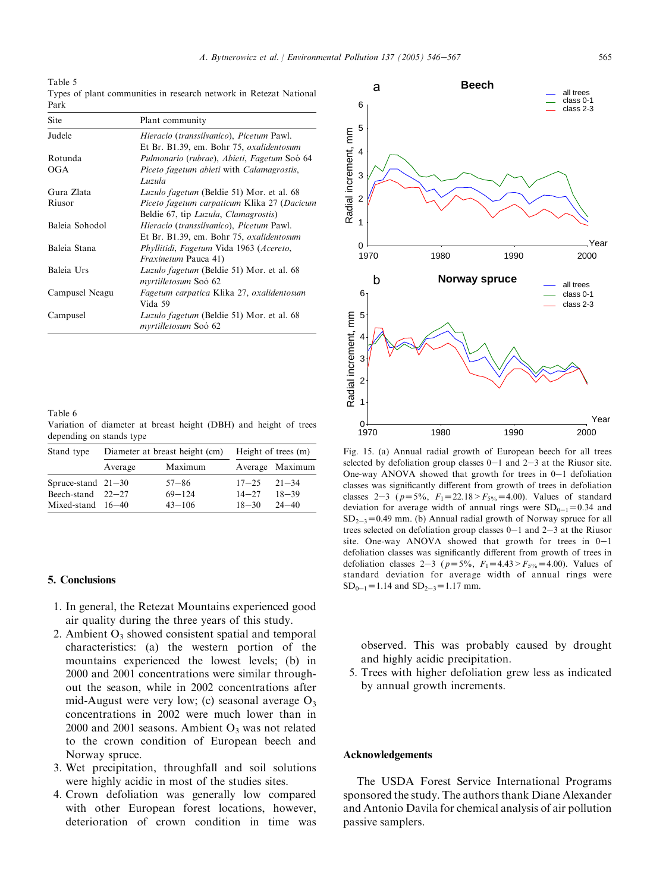Table 5
Types of plant communities in research network in Retezat National Park

| Site | Plant community |
|---|---|
| Judele | *Hieracio* (*transsilvanico*), *Picetum* Pawl. Et Br. B1.39, em. Bohr 75, *oxalidentosum* |
| Rotunda | *Pulmonario* (*rubrae*), *Abieti*, *Fagetum* Soó 64 |
| OGA | *Piceto fagetum abieti* with *Calamagrostis*, *Luzula* |
| Gura Zlata | *Luzulo fagetum* (Beldie 51) Mor. et al. 68 |
| Riusor | *Piceto fagetum carpaticum* Klika 27 (*Dacicum* Beldie 67, tip *Luzula*, *Clamagrostis*) |
| Baleia Sohodol | *Hieracio* (*transsilvanico*), *Picetum* Pawl. Et Br. B1.39, em. Bohr 75, *oxalidentosum* |
| Baleia Stana | *Phyllitidi*, *Fagetum* Vida 1963 (*Acereto*, *Fraxinetum* Pauca 41) |
| Baleia Urs | *Luzulo fagetum* (Beldie 51) Mor. et al. 68 *myrtilletosum* Soó 62 |
| Campusel Neagu | *Fagetum carpatica* Klika 27, *oxalidentosum* Vida 59 |
| Campusel | *Luzulo fagetum* (Beldie 51) Mor. et al. 68 *myrtilletosum* Soó 62 |

Table 6
Variation of diameter at breast height (DBH) and height of trees depending on stands type

| Stand type | Diameter at breast height (cm) | | Height of trees (m) | |
|---|---|---|---|---|
| | Average | Maximum | Average | Maximum |
| Spruce-stand | 21–30 | 57–86 | 17–25 | 21–34 |
| Beech-stand | 22–27 | 69–124 | 14–27 | 18–39 |
| Mixed-stand | 16–40 | 43–106 | 18–30 | 24–40 |

Fig. 15. (a) Annual radial growth of European beech for all trees selected by defoliation group classes 0–1 and 2–3 at the Riusor site. One-way ANOVA showed that growth for trees in 0–1 defoliation classes was significantly different from growth of trees in defoliation classes 2–3 ($p=5\%$, $F_1=22.18>F_{5\%}=4.00$). Values of standard deviation for average width of annual rings were $SD_{0-1}=0.34$ and $SD_{2-3}=0.49$ mm. (b) Annual radial growth of Norway spruce for all trees selected on defoliation group classes 0–1 and 2–3 at the Riusor site. One-way ANOVA showed that growth for trees in 0–1 defoliation classes was significantly different from growth of trees in defoliation classes 2–3 ($p=5\%$, $F_1=4.43>F_{5\%}=4.00$). Values of standard deviation for average width of annual rings were $SD_{0-1}=1.14$ and $SD_{2-3}=1.17$ mm.

## 5. Conclusions

1. In general, the Retezat Mountains experienced good air quality during the three years of this study.
2. Ambient $O_3$ showed consistent spatial and temporal characteristics: (a) the western portion of the mountains experienced the lowest levels; (b) in 2000 and 2001 concentrations were similar throughout the season, while in 2002 concentrations after mid-August were very low; (c) seasonal average $O_3$ concentrations in 2002 were much lower than in 2000 and 2001 seasons. Ambient $O_3$ was not related to the crown condition of European beech and Norway spruce.
3. Wet precipitation, throughfall and soil solutions were highly acidic in most of the studies sites.
4. Crown defoliation was generally low compared with other European forest locations, however, deterioration of crown condition in time was observed. This was probably caused by drought and highly acidic precipitation.
5. Trees with higher defoliation grew less as indicated by annual growth increments.

## Acknowledgements

The USDA Forest Service International Programs sponsored the study. The authors thank Diane Alexander and Antonio Davila for chemical analysis of air pollution passive samplers.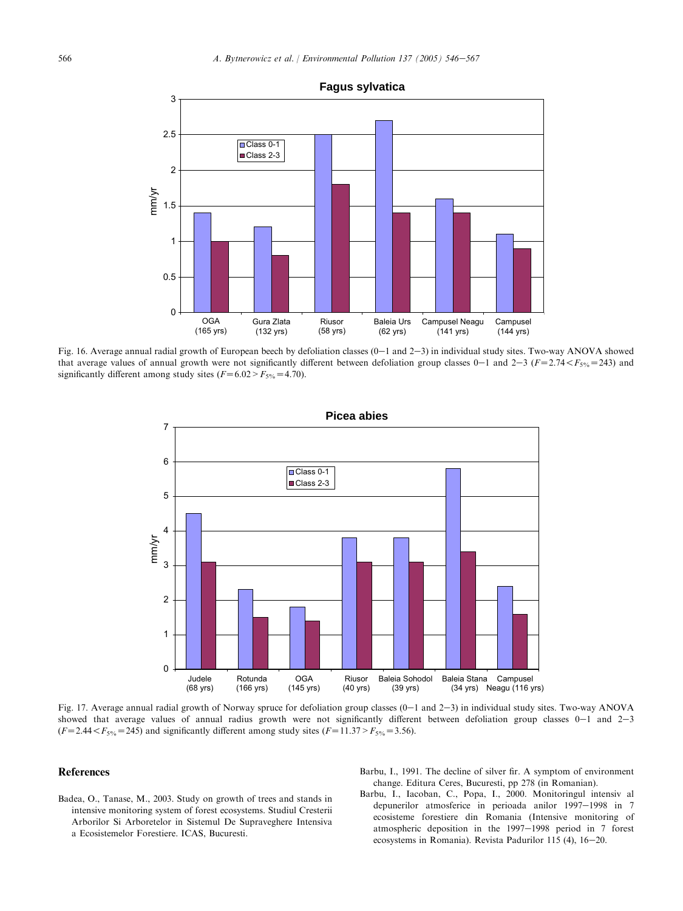Fig. 16. Average annual radial growth of European beech by defoliation classes (0–1 and 2–3) in individual study sites. Two-way ANOVA showed that average values of annual growth were not significantly different between defoliation group classes 0–1 and 2–3 ($F = 2.74 < F_{5\%} = 243$) and significantly different among study sites ($F = 6.02 > F_{5\%} = 4.70$).

Fig. 17. Average annual radial growth of Norway spruce for defoliation group classes (0–1 and 2–3) in individual study sites. Two-way ANOVA showed that average values of annual radius growth were not significantly different between defoliation group classes 0–1 and 2–3 ($F = 2.44 < F_{5\%} = 245$) and significantly different among study sites ($F = 11.37 > F_{5\%} = 3.56$).

## References

Badea, O., Tanase, M., 2003. Study on growth of trees and stands in intensive monitoring system of forest ecosystems. Studiul Cresterii Arborilor Si Arboretelor in Sistemul De Supraveghere Intensiva a Ecosistemelor Forestiere. ICAS, Bucuresti.

Barbu, I., 1991. The decline of silver fir. A symptom of environment change. Editura Ceres, Bucuresti, pp 278 (in Romanian).

Barbu, I., Iacoban, C., Popa, I., 2000. Monitoringul intensiv al depunerilor atmosferice in perioada anilor 1997–1998 in 7 ecosisteme forestiere din Romania (Intensive monitoring of atmospheric deposition in the 1997–1998 period in 7 forest ecosystems in Romania). Revista Padurilor 115 (4), 16–20.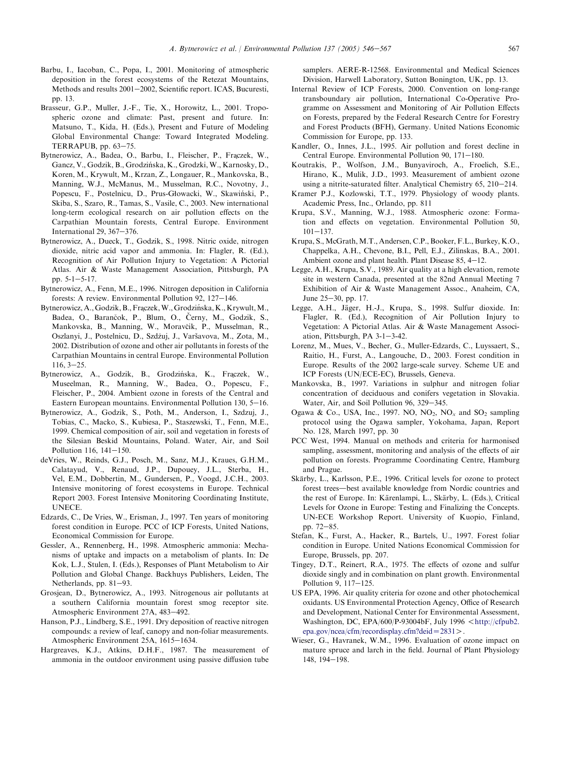Barbu, I., Iacoban, C., Popa, I., 2001. Monitoring of atmospheric deposition in the forest ecosystems of the Retezat Mountains, Methods and results 2001–2002, Scientific report. ICAS, Bucuresti, pp. 13.

Brasseur, G.P., Muller, J.-F., Tie, X., Horowitz, L., 2001. Tropospheric ozone and climate: Past, present and future. In: Matsuno, T., Kida, H. (Eds.), Present and Future of Modeling Global Environmental Change: Toward Integrated Modeling. TERRAPUB, pp. 63–75.

Bytnerowicz, A., Badea, O., Barbu, I., Fleischer, P., Frączek, W., Gancz, V., Godzik, B., Grodzińska, K., Grodzki, W., Karnosky, D., Koren, M., Krywult, M., Krzan, Z., Longauer, R., Mankovska, B., Manning, W.J., McManus, M., Musselman, R.C., Novotny, J., Popescu, F., Postelnicu, D., Prus-Głowacki, W., Skawiński, P., Skiba, S., Szaro, R., Tamas, S., Vasile, C., 2003. New international long-term ecological research on air pollution effects on the Carpathian Mountain forests, Central Europe. Environment International 29, 367–376.

Bytnerowicz, A., Dueck, T., Godzik, S., 1998. Nitric oxide, nitrogen dioxide, nitric acid vapor and ammonia. In: Flagler, R. (Ed.), Recognition of Air Pollution Injury to Vegetation: A Pictorial Atlas. Air & Waste Management Association, Pittsburgh, PA pp. 5-1–5-17.

Bytnerowicz, A., Fenn, M.E., 1996. Nitrogen deposition in California forests: A review. Environmental Pollution 92, 127–146.

Bytnerowicz, A., Godzik, B., Frączek, W., Grodzińska, K., Krywult, M., Badea, O., Barančok, P., Blum, O., Černy, M., Godzik, S., Mankovska, B., Manning, W., Moravčik, P., Musselman, R., Oszlanyi, J., Postelnicu, D., Szdżuj, J., Varšavova, M., Zota, M., 2002. Distribution of ozone and other air pollutants in forests of the Carpathian Mountains in central Europe. Environmental Pollution 116, 3–25.

Bytnerowicz, A., Godzik, B., Grodzińska, K., Frączek, W., Museelman, R., Manning, W., Badea, O., Popescu, F., Fleischer, P., 2004. Ambient ozone in forests of the Central and Eastern European mountains. Environmental Pollution 130, 5–16.

Bytnerowicz, A., Godzik, S., Poth, M., Anderson, I., Szdzuj, J., Tobias, C., Macko, S., Kubiesa, P., Staszewski, T., Fenn, M.E., 1999. Chemical composition of air, soil and vegetation in forests of the Silesian Beskid Mountains, Poland. Water, Air, and Soil Pollution 116, 141–150.

deVries, W., Reinds, G.J., Posch, M., Sanz, M.J., Kraues, G.H.M., Calatayud, V., Renaud, J.P., Dupouey, J.L., Sterba, H., Vel, E.M., Dobbertin, M., Gundersen, P., Voogd, J.C.H., 2003. Intensive monitoring of forest ecosystems in Europe. Technical Report 2003. Forest Intensive Monitoring Coordinating Institute, UNECE.

Edzards, C., De Vries, W., Erisman, J., 1997. Ten years of monitoring forest condition in Europe. PCC of ICP Forests, United Nations, Economical Commission for Europe.

Gessler, A., Rennenberg, H., 1998. Atmospheric ammonia: Mechanisms of uptake and impacts on a metabolism of plants. In: De Kok, L.J., Stulen, I. (Eds.), Responses of Plant Metabolism to Air Pollution and Global Change. Backhuys Publishers, Leiden, The Netherlands, pp. 81–93.

Grosjean, D., Bytnerowicz, A., 1993. Nitrogenous air pollutants at a southern California mountain forest smog receptor site. Atmospheric Environment 27A, 483–492.

Hanson, P.J., Lindberg, S.E., 1991. Dry deposition of reactive nitrogen compounds: a review of leaf, canopy and non-foliar measurements. Atmospheric Environment 25A, 1615–1634.

Hargreaves, K.J., Atkins, D.H.F., 1987. The measurement of ammonia in the outdoor environment using passive diffusion tube samplers. AERE-R-12568. Environmental and Medical Sciences Division, Harwell Laboratory, Sutton Bonington, UK, pp. 13.

Internal Review of ICP Forests, 2000. Convention on long-range transboundary air pollution, International Co-Operative Programme on Assessment and Monitoring of Air Pollution Effects on Forests, prepared by the Federal Research Centre for Forestry and Forest Products (BFH), Germany. United Nations Economic Commission for Europe, pp. 133.

Kandler, O., Innes, J.L., 1995. Air pollution and forest decline in Central Europe. Environmental Pollution 90, 171–180.

Koutrakis, P., Wolfson, J.M., Bunyaviroch, A., Froelich, S.E., Hirano, K., Mulik, J.D., 1993. Measurement of ambient ozone using a nitrite-saturated filter. Analytical Chemistry 65, 210–214.

Kramer P.J., Kozlowski, T.T., 1979. Physiology of woody plants. Academic Press, Inc., Orlando, pp. 811

Krupa, S.V., Manning, W.J., 1988. Atmospheric ozone: Formation and effects on vegetation. Environmental Pollution 50, 101–137.

Krupa, S., McGrath, M.T., Andersen, C.P., Booker, F.L., Burkey, K.O., Chappelka, A.H., Chevone, B.I., Pell, E.J., Zilinskas, B.A., 2001. Ambient ozone and plant health. Plant Disease 85, 4–12.

Legge, A.H., Krupa, S.V., 1989. Air quality at a high elevation, remote site in western Canada, presented at the 82nd Annual Meeting 7 Exhibition of Air & Waste Management Assoc., Anaheim, CA, June 25–30, pp. 17.

Legge, A.H., Jäger, H.-J., Krupa, S., 1998. Sulfur dioxide. In: Flagler, R. (Ed.), Recognition of Air Pollution Injury to Vegetation: A Pictorial Atlas. Air & Waste Management Association, Pittsburgh, PA 3-1–3-42.

Lorenz, M., Mues, V., Becher, G., Muller-Edzards, C., Luyssaert, S., Raitio, H., Furst, A., Langouche, D., 2003. Forest condition in Europe. Results of the 2002 large-scale survey. Scheme UE and ICP Forests (UN/ECE-EC), Brussels, Geneva.

Mankovska, B., 1997. Variations in sulphur and nitrogen foliar concentration of deciduous and conifers vegetation in Slovakia. Water, Air, and Soil Pollution 96, 329–345.

Ogawa & Co., USA, Inc., 1997. NO, $NO_2$, $NO_x$ and $SO_2$ sampling protocol using the Ogawa sampler, Yokohama, Japan, Report No. 128, March 1997, pp. 30

PCC West, 1994. Manual on methods and criteria for harmonised sampling, assessment, monitoring and analysis of the effects of air pollution on forests. Programme Coordinating Centre, Hamburg and Prague.

Skärby, L., Karlsson, P.E., 1996. Critical levels for ozone to protect forest trees—best available knowledge from Nordic countries and the rest of Europe. In: Kärenlampi, L., Skärby, L. (Eds.), Critical Levels for Ozone in Europe: Testing and Finalizing the Concepts. UN-ECE Workshop Report. University of Kuopio, Finland, pp. 72–85.

Stefan, K., Furst, A., Hacker, R., Bartels, U., 1997. Forest foliar condition in Europe. United Nations Economical Commission for Europe, Brussels, pp. 207.

Tingey, D.T., Reinert, R.A., 1975. The effects of ozone and sulfur dioxide singly and in combination on plant growth. Environmental Pollution 9, 117–125.

US EPA, 1996. Air quality criteria for ozone and other photochemical oxidants. US Environmental Protection Agency, Office of Research and Development, National Center for Environmental Assessment, Washington, DC, EPA/600/P-93004bF, July 1996 <http://cfpub2.epa.gov/ncea/cfm/recordisplay.cfm?deid=2831>.

Wieser, G., Havranek, W.M., 1996. Evaluation of ozone impact on mature spruce and larch in the field. Journal of Plant Physiology 148, 194–198.